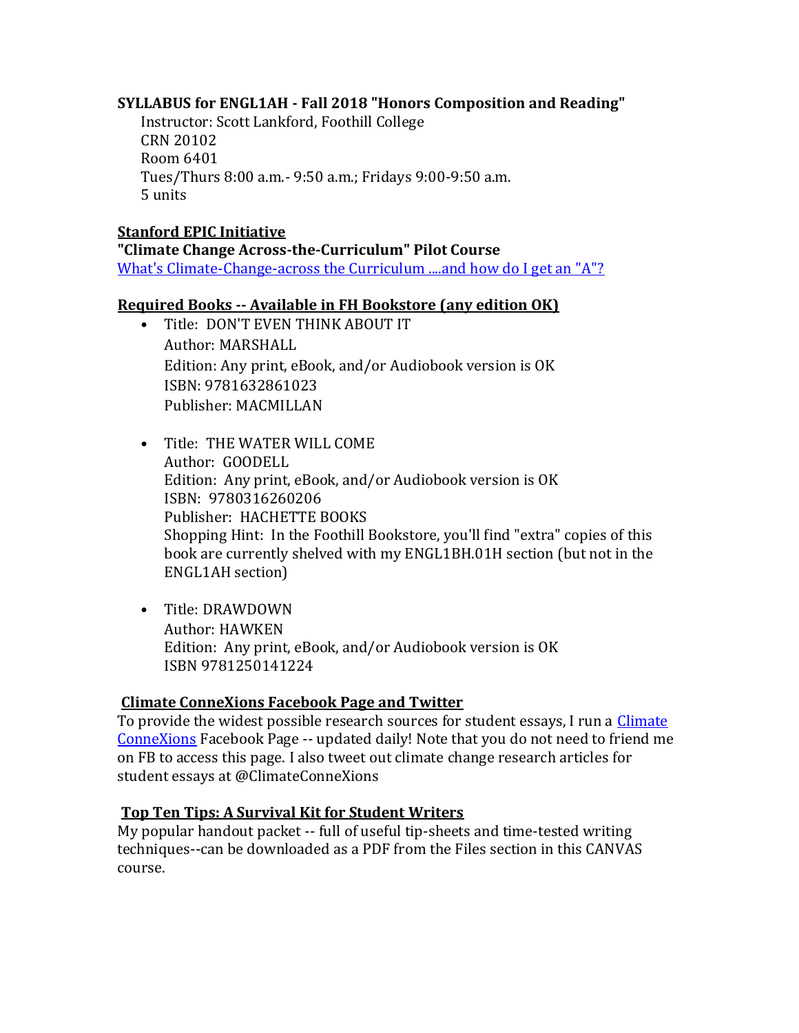**SYLLABUS for ENGL1AH - Fall 2018 "Honors Composition and Reading"**

Instructor: Scott Lankford, Foothill College
CRN 20102
Room 6401
Tues/Thurs 8:00 a.m.- 9:50 a.m.; Fridays 9:00-9:50 a.m.
5 units

**Stanford EPIC Initiative**

**"Climate Change Across-the-Curriculum" Pilot Course**

What's Climate-Change-across the Curriculum ....and how do I get an "A"?

**Required Books -- Available in FH Bookstore (any edition OK)**

- Title: DON'T EVEN THINK ABOUT IT
  Author: MARSHALL
  Edition: Any print, eBook, and/or Audiobook version is OK
  ISBN: 9781632861023
  Publisher: MACMILLAN

- Title: THE WATER WILL COME
  Author: GOODELL
  Edition: Any print, eBook, and/or Audiobook version is OK
  ISBN: 9780316260206
  Publisher: HACHETTE BOOKS
  Shopping Hint: In the Foothill Bookstore, you'll find "extra" copies of this book are currently shelved with my ENGL1BH.01H section (but not in the ENGL1AH section)

- Title: DRAWDOWN
  Author: HAWKEN
  Edition: Any print, eBook, and/or Audiobook version is OK
  ISBN 9781250141224

**Climate ConneXions Facebook Page and Twitter**

To provide the widest possible research sources for student essays, I run a Climate ConneXions Facebook Page -- updated daily! Note that you do not need to friend me on FB to access this page. I also tweet out climate change research articles for student essays at @ClimateConneXions

**Top Ten Tips: A Survival Kit for Student Writers**

My popular handout packet -- full of useful tip-sheets and time-tested writing techniques--can be downloaded as a PDF from the Files section in this CANVAS course.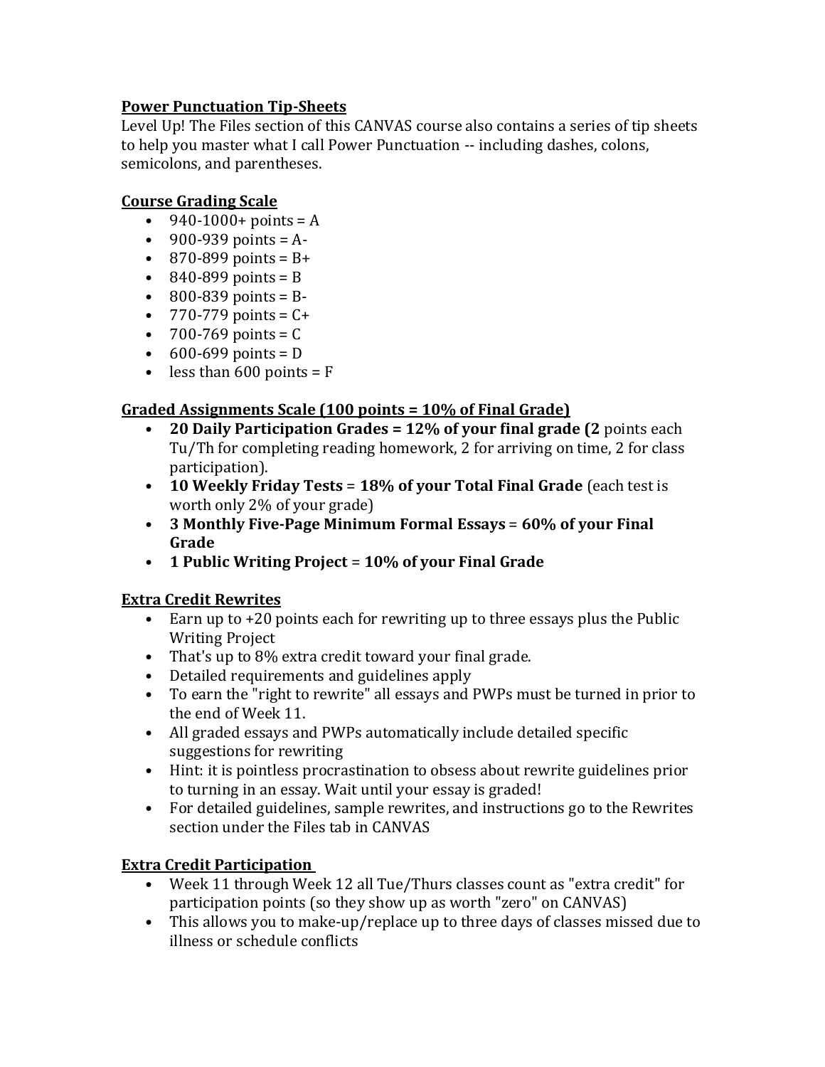**Power Punctuation Tip-Sheets**

Level Up! The Files section of this CANVAS course also contains a series of tip sheets to help you master what I call Power Punctuation -- including dashes, colons, semicolons, and parentheses.

**Course Grading Scale**

- 940-1000+ points = A
- 900-939 points = A-
- 870-899 points = B+
- 840-899 points = B
- 800-839 points = B-
- 770-779 points = C+
- 700-769 points = C
- 600-699 points = D
- less than 600 points = F

**Graded Assignments Scale (100 points = 10% of Final Grade)**

- **20 Daily Participation Grades = 12% of your final grade (2** points each Tu/Th for completing reading homework, 2 for arriving on time, 2 for class participation).
- **10 Weekly Friday Tests** = **18% of your Total Final Grade** (each test is worth only 2% of your grade)
- **3 Monthly Five-Page Minimum Formal Essays** = **60% of your Final Grade**
- **1 Public Writing Project** = **10% of your Final Grade**

**Extra Credit Rewrites**

- Earn up to +20 points each for rewriting up to three essays plus the Public Writing Project
- That's up to 8% extra credit toward your final grade.
- Detailed requirements and guidelines apply
- To earn the "right to rewrite" all essays and PWPs must be turned in prior to the end of Week 11.
- All graded essays and PWPs automatically include detailed specific suggestions for rewriting
- Hint: it is pointless procrastination to obsess about rewrite guidelines prior to turning in an essay. Wait until your essay is graded!
- For detailed guidelines, sample rewrites, and instructions go to the Rewrites section under the Files tab in CANVAS

**Extra Credit Participation**

- Week 11 through Week 12 all Tue/Thurs classes count as "extra credit" for participation points (so they show up as worth "zero" on CANVAS)
- This allows you to make-up/replace up to three days of classes missed due to illness or schedule conflicts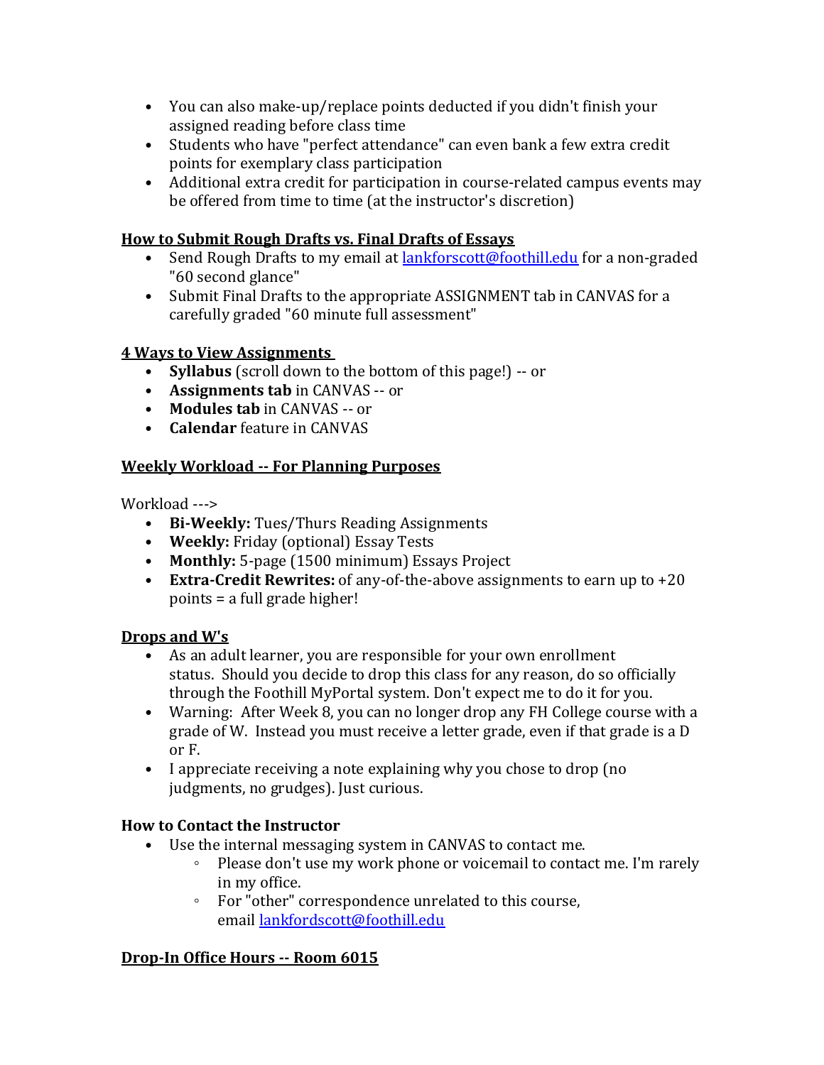- You can also make-up/replace points deducted if you didn't finish your assigned reading before class time
- Students who have "perfect attendance" can even bank a few extra credit points for exemplary class participation
- Additional extra credit for participation in course-related campus events may be offered from time to time (at the instructor's discretion)

## How to Submit Rough Drafts vs. Final Drafts of Essays

- Send Rough Drafts to my email at [lankforscott@foothill.edu](mailto:lankforscott@foothill.edu) for a non-graded "60 second glance"
- Submit Final Drafts to the appropriate ASSIGNMENT tab in CANVAS for a carefully graded "60 minute full assessment"

## 4 Ways to View Assignments

- **Syllabus** (scroll down to the bottom of this page!) -- or
- **Assignments tab** in CANVAS -- or
- **Modules tab** in CANVAS -- or
- **Calendar** feature in CANVAS

## Weekly Workload -- For Planning Purposes

Workload --->

- **Bi-Weekly:** Tues/Thurs Reading Assignments
- **Weekly:** Friday (optional) Essay Tests
- **Monthly:** 5-page (1500 minimum) Essays Project
- **Extra-Credit Rewrites:** of any-of-the-above assignments to earn up to +20 points = a full grade higher!

## Drops and W's

- As an adult learner, you are responsible for your own enrollment status. Should you decide to drop this class for any reason, do so officially through the Foothill MyPortal system. Don't expect me to do it for you.
- Warning: After Week 8, you can no longer drop any FH College course with a grade of W. Instead you must receive a letter grade, even if that grade is a D or F.
- I appreciate receiving a note explaining why you chose to drop (no judgments, no grudges). Just curious.

## How to Contact the Instructor

- Use the internal messaging system in CANVAS to contact me.
  - Please don't use my work phone or voicemail to contact me. I'm rarely in my office.
  - For "other" correspondence unrelated to this course, email [lankfordscott@foothill.edu](mailto:lankfordscott@foothill.edu)

## Drop-In Office Hours -- Room 6015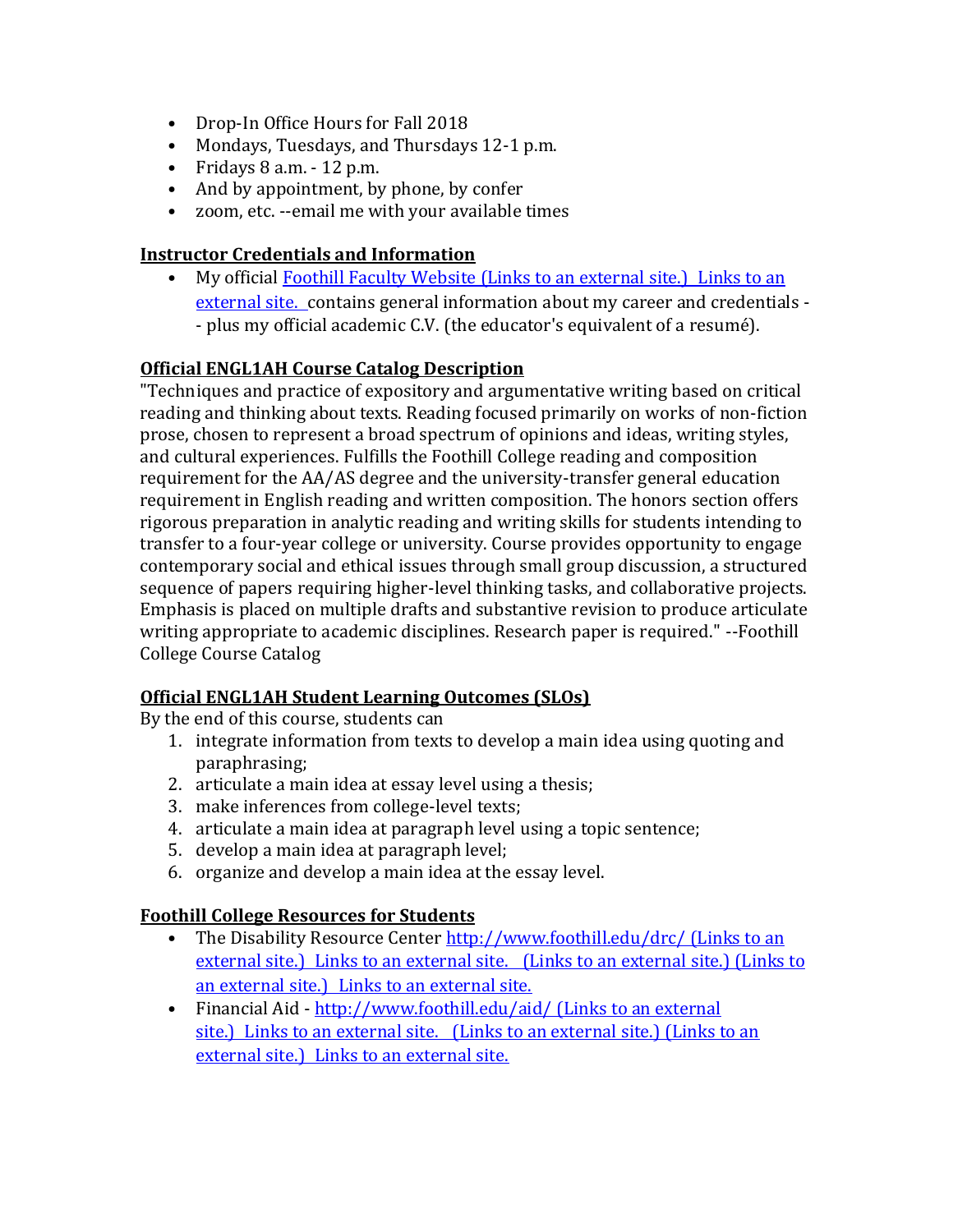- Drop-In Office Hours for Fall 2018
- Mondays, Tuesdays, and Thursdays 12-1 p.m.
- Fridays 8 a.m. - 12 p.m.
- And by appointment, by phone, by confer
- zoom, etc. --email me with your available times

**Instructor Credentials and Information**

- My official Foothill Faculty Website (Links to an external site.) Links to an external site. contains general information about my career and credentials -- plus my official academic C.V. (the educator's equivalent of a resumé).

**Official ENGL1AH Course Catalog Description**

"Techniques and practice of expository and argumentative writing based on critical reading and thinking about texts. Reading focused primarily on works of non-fiction prose, chosen to represent a broad spectrum of opinions and ideas, writing styles, and cultural experiences. Fulfills the Foothill College reading and composition requirement for the AA/AS degree and the university-transfer general education requirement in English reading and written composition. The honors section offers rigorous preparation in analytic reading and writing skills for students intending to transfer to a four-year college or university. Course provides opportunity to engage contemporary social and ethical issues through small group discussion, a structured sequence of papers requiring higher-level thinking tasks, and collaborative projects. Emphasis is placed on multiple drafts and substantive revision to produce articulate writing appropriate to academic disciplines. Research paper is required." --Foothill College Course Catalog

**Official ENGL1AH Student Learning Outcomes (SLOs)**

By the end of this course, students can

1. integrate information from texts to develop a main idea using quoting and paraphrasing;
2. articulate a main idea at essay level using a thesis;
3. make inferences from college-level texts;
4. articulate a main idea at paragraph level using a topic sentence;
5. develop a main idea at paragraph level;
6. organize and develop a main idea at the essay level.

**Foothill College Resources for Students**

- The Disability Resource Center http://www.foothill.edu/drc/ (Links to an external site.) Links to an external site. (Links to an external site.) (Links to an external site.) Links to an external site.
- Financial Aid - http://www.foothill.edu/aid/ (Links to an external site.) Links to an external site. (Links to an external site.) (Links to an external site.) Links to an external site.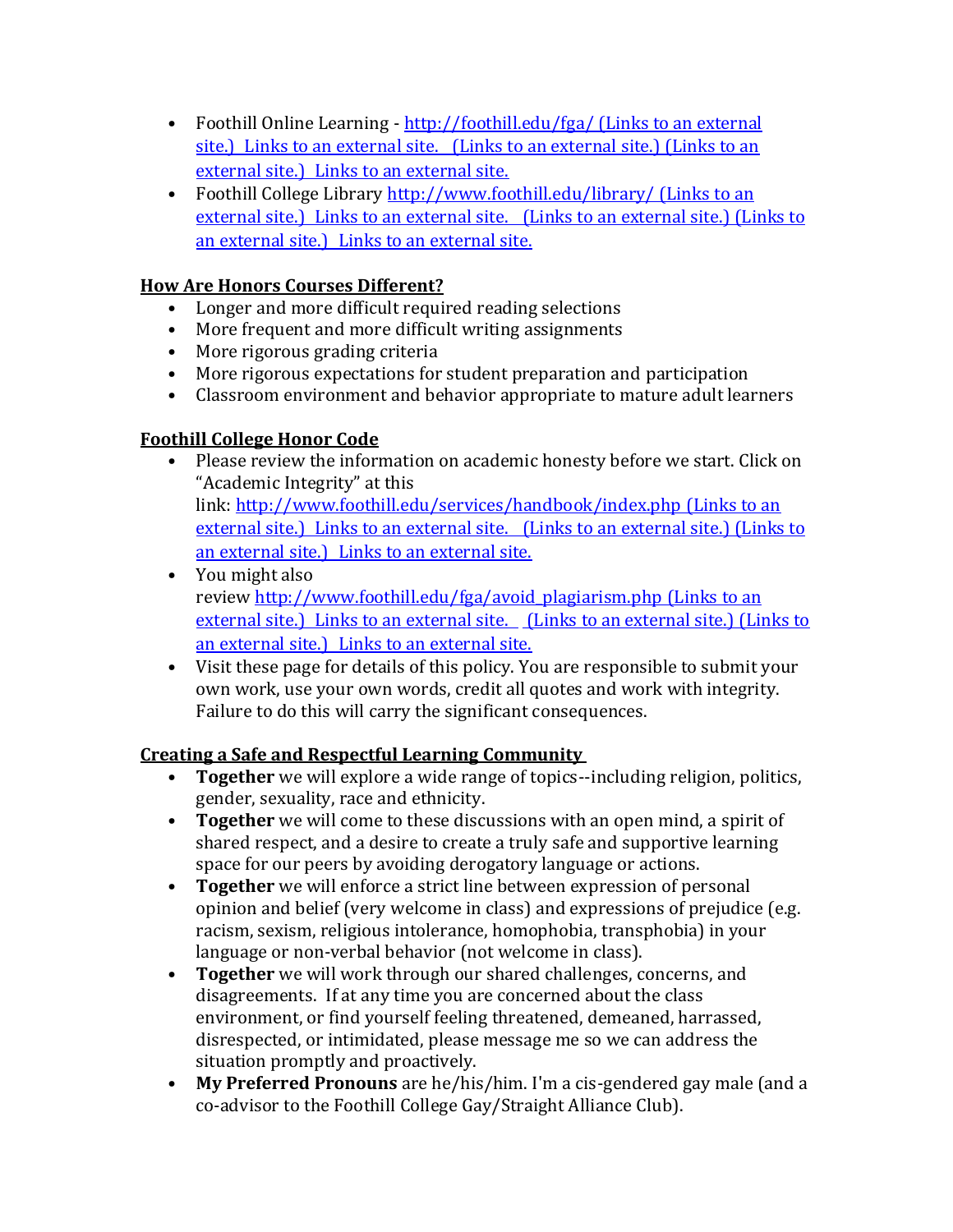- Foothill Online Learning - [http://foothill.edu/fga/ (Links to an external site.) Links to an external site. (Links to an external site.) (Links to an external site.) Links to an external site.](http://foothill.edu/fga/)
- Foothill College Library [http://www.foothill.edu/library/ (Links to an external site.) Links to an external site. (Links to an external site.) (Links to an external site.) Links to an external site.](http://www.foothill.edu/library/)

**How Are Honors Courses Different?**

- Longer and more difficult required reading selections
- More frequent and more difficult writing assignments
- More rigorous grading criteria
- More rigorous expectations for student preparation and participation
- Classroom environment and behavior appropriate to mature adult learners

**Foothill College Honor Code**

- Please review the information on academic honesty before we start. Click on "Academic Integrity" at this link: [http://www.foothill.edu/services/handbook/index.php (Links to an external site.) Links to an external site. (Links to an external site.) (Links to an external site.) Links to an external site.](http://www.foothill.edu/services/handbook/index.php)
- You might also review [http://www.foothill.edu/fga/avoid_plagiarism.php (Links to an external site.) Links to an external site. (Links to an external site.) (Links to an external site.) Links to an external site.](http://www.foothill.edu/fga/avoid_plagiarism.php)
- Visit these page for details of this policy. You are responsible to submit your own work, use your own words, credit all quotes and work with integrity. Failure to do this will carry the significant consequences.

**Creating a Safe and Respectful Learning Community**

- **Together** we will explore a wide range of topics--including religion, politics, gender, sexuality, race and ethnicity.
- **Together** we will come to these discussions with an open mind, a spirit of shared respect, and a desire to create a truly safe and supportive learning space for our peers by avoiding derogatory language or actions.
- **Together** we will enforce a strict line between expression of personal opinion and belief (very welcome in class) and expressions of prejudice (e.g. racism, sexism, religious intolerance, homophobia, transphobia) in your language or non-verbal behavior (not welcome in class).
- **Together** we will work through our shared challenges, concerns, and disagreements. If at any time you are concerned about the class environment, or find yourself feeling threatened, demeaned, harrassed, disrespected, or intimidated, please message me so we can address the situation promptly and proactively.
- **My Preferred Pronouns** are he/his/him. I'm a cis-gendered gay male (and a co-advisor to the Foothill College Gay/Straight Alliance Club).